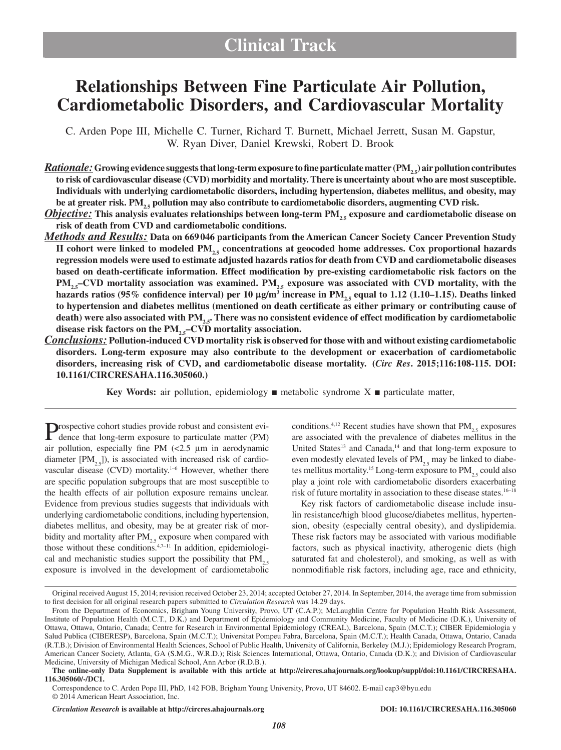Clinical Track

# Relationships Between Fine Particulate Air Pollution, Cardiometabolic Disorders, and Cardiovascular Mortality

C. Arden Pope III, Michelle C. Turner, Richard T. Burnett, Michael Jerrett, Susan M. Gapstur, W. Ryan Diver, Daniel Krewski, Robert D. Brook

***Rationale:*** **Growing evidence suggests that long-term exposure to fine particulate matter ($PM_{2.5}$) air pollution contributes to risk of cardiovascular disease (CVD) morbidity and mortality. There is uncertainty about who are most susceptible. Individuals with underlying cardiometabolic disorders, including hypertension, diabetes mellitus, and obesity, may be at greater risk. $PM_{2.5}$ pollution may also contribute to cardiometabolic disorders, augmenting CVD risk.**

***Objective:*** **This analysis evaluates relationships between long-term $PM_{2.5}$ exposure and cardiometabolic disease on risk of death from CVD and cardiometabolic conditions.**

***Methods and Results:*** **Data on 669 046 participants from the American Cancer Society Cancer Prevention Study II cohort were linked to modeled $PM_{2.5}$ concentrations at geocoded home addresses. Cox proportional hazards regression models were used to estimate adjusted hazards ratios for death from CVD and cardiometabolic diseases based on death-certificate information. Effect modification by pre-existing cardiometabolic risk factors on the $PM_{2.5}$–CVD mortality association was examined. $PM_{2.5}$ exposure was associated with CVD mortality, with the hazards ratios (95% confidence interval) per 10 μg/m$^3$ increase in $PM_{2.5}$ equal to 1.12 (1.10–1.15). Deaths linked to hypertension and diabetes mellitus (mentioned on death certificate as either primary or contributing cause of death) were also associated with $PM_{2.5}$. There was no consistent evidence of effect modification by cardiometabolic disease risk factors on the $PM_{2.5}$–CVD mortality association.**

***Conclusions:*** **Pollution-induced CVD mortality risk is observed for those with and without existing cardiometabolic disorders. Long-term exposure may also contribute to the development or exacerbation of cardiometabolic disorders, increasing risk of CVD, and cardiometabolic disease mortality. (*Circ Res*. 2015;116:108-115. DOI: 10.1161/CIRCRESAHA.116.305060.)**

**Key Words:** air pollution, epidemiology ■ metabolic syndrome X ■ particulate matter,

Prospective cohort studies provide robust and consistent evidence that long-term exposure to particulate matter (PM) air pollution, especially fine PM (<2.5 μm in aerodynamic diameter [$PM_{2.5}$]), is associated with increased risk of cardiovascular disease (CVD) mortality.[1–6] However, whether there are specific population subgroups that are most susceptible to the health effects of air pollution exposure remains unclear. Evidence from previous studies suggests that individuals with underlying cardiometabolic conditions, including hypertension, diabetes mellitus, and obesity, may be at greater risk of morbidity and mortality after $PM_{2.5}$ exposure when compared with those without these conditions.[4,7–11] In addition, epidemiological and mechanistic studies support the possibility that $PM_{2.5}$ exposure is involved in the development of cardiometabolic conditions.[4,12] Recent studies have shown that $PM_{2.5}$ exposures are associated with the prevalence of diabetes mellitus in the United States[13] and Canada,[14] and that long-term exposure to even modestly elevated levels of $PM_{2.5}$ may be linked to diabetes mellitus mortality.[15] Long-term exposure to $PM_{2.5}$ could also play a joint role with cardiometabolic disorders exacerbating risk of future mortality in association to these disease states.[16–18]

Key risk factors of cardiometabolic disease include insulin resistance/high blood glucose/diabetes mellitus, hypertension, obesity (especially central obesity), and dyslipidemia. These risk factors may be associated with various modifiable factors, such as physical inactivity, atherogenic diets (high saturated fat and cholesterol), and smoking, as well as with nonmodifiable risk factors, including age, race and ethnicity,

Original received August 15, 2014; revision received October 23, 2014; accepted October 27, 2014. In September, 2014, the average time from submission to first decision for all original research papers submitted to *Circulation Research* was 14.29 days.

From the Department of Economics, Brigham Young University, Provo, UT (C.A.P.); McLaughlin Centre for Population Health Risk Assessment, Institute of Population Health (M.C.T., D.K.) and Department of Epidemiology and Community Medicine, Faculty of Medicine (D.K.), University of Ottawa, Ottawa, Ontario, Canada; Centre for Research in Environmental Epidemiology (CREAL), Barcelona, Spain (M.C.T.); CIBER Epidemiologia y Salud Publica (CIBERESP), Barcelona, Spain (M.C.T.); Universitat Pompeu Fabra, Barcelona, Spain (M.C.T.); Health Canada, Ottawa, Ontario, Canada (R.T.B.); Division of Environmental Health Sciences, School of Public Health, University of California, Berkeley (M.J.); Epidemiology Research Program, American Cancer Society, Atlanta, GA (S.M.G., W.R.D.); Risk Sciences International, Ottawa, Ontario, Canada (D.K.); and Division of Cardiovascular Medicine, University of Michigan Medical School, Ann Arbor (R.D.B.).

**The online-only Data Supplement is available with this article at http://circres.ahajournals.org/lookup/suppl/doi:10.1161/CIRCRESAHA.116.305060/-/DC1.**

Correspondence to C. Arden Pope III, PhD, 142 FOB, Brigham Young University, Provo, UT 84602. E-mail cap3@byu.edu

© 2014 American Heart Association, Inc.

*Circulation Research* **is available at http://circres.ahajournals.org** **DOI: 10.1161/CIRCRESAHA.116.305060**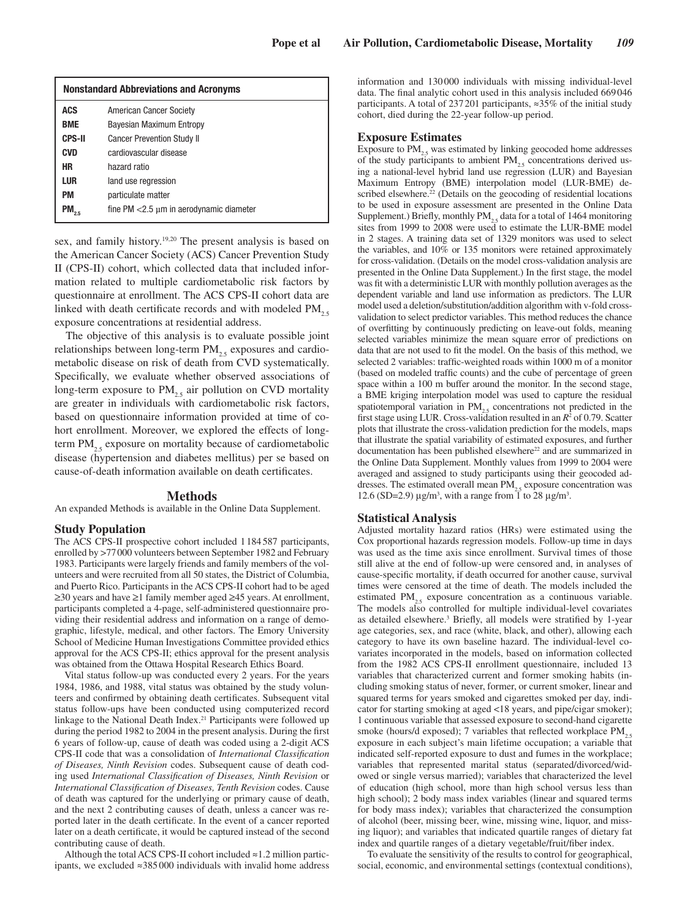| Nonstandard Abbreviations and Acronyms | |
|---|---|
| ACS | American Cancer Society |
| BME | Bayesian Maximum Entropy |
| CPS-II | Cancer Prevention Study II |
| CVD | cardiovascular disease |
| HR | hazard ratio |
| LUR | land use regression |
| PM | particulate matter |
| $PM_{2.5}$ | fine PM <2.5 μm in aerodynamic diameter |

sex, and family history.[19,20] The present analysis is based on the American Cancer Society (ACS) Cancer Prevention Study II (CPS-II) cohort, which collected data that included information related to multiple cardiometabolic risk factors by questionnaire at enrollment. The ACS CPS-II cohort data are linked with death certificate records and with modeled $PM_{2.5}$ exposure concentrations at residential address.

The objective of this analysis is to evaluate possible joint relationships between long-term $PM_{2.5}$ exposures and cardiometabolic disease on risk of death from CVD systematically. Specifically, we evaluate whether observed associations of long-term exposure to $PM_{2.5}$ air pollution on CVD mortality are greater in individuals with cardiometabolic risk factors, based on questionnaire information provided at time of cohort enrollment. Moreover, we explored the effects of long-term $PM_{2.5}$ exposure on mortality because of cardiometabolic disease (hypertension and diabetes mellitus) per se based on cause-of-death information available on death certificates.

## Methods

An expanded Methods is available in the Online Data Supplement.

### Study Population

The ACS CPS-II prospective cohort included 1 184 587 participants, enrolled by >77 000 volunteers between September 1982 and February 1983. Participants were largely friends and family members of the volunteers and were recruited from all 50 states, the District of Columbia, and Puerto Rico. Participants in the ACS CPS-II cohort had to be aged ≥30 years and have ≥1 family member aged ≥45 years. At enrollment, participants completed a 4-page, self-administered questionnaire providing their residential address and information on a range of demographic, lifestyle, medical, and other factors. The Emory University School of Medicine Human Investigations Committee provided ethics approval for the ACS CPS-II; ethics approval for the present analysis was obtained from the Ottawa Hospital Research Ethics Board.

Vital status follow-up was conducted every 2 years. For the years 1984, 1986, and 1988, vital status was obtained by the study volunteers and confirmed by obtaining death certificates. Subsequent vital status follow-ups have been conducted using computerized record linkage to the National Death Index.[21] Participants were followed up during the period 1982 to 2004 in the present analysis. During the first 6 years of follow-up, cause of death was coded using a 2-digit ACS CPS-II code that was a consolidation of *International Classification of Diseases, Ninth Revision* codes. Subsequent cause of death coding used *International Classification of Diseases, Ninth Revision* or *International Classification of Diseases, Tenth Revision* codes. Cause of death was captured for the underlying or primary cause of death, and the next 2 contributing causes of death, unless a cancer was reported later in the death certificate. In the event of a cancer reported later on a death certificate, it would be captured instead of the second contributing cause of death.

Although the total ACS CPS-II cohort included ≈1.2 million participants, we excluded ≈385 000 individuals with invalid home address information and 130 000 individuals with missing individual-level data. The final analytic cohort used in this analysis included 669 046 participants. A total of 237 201 participants, ≈35% of the initial study cohort, died during the 22-year follow-up period.

### Exposure Estimates

Exposure to $PM_{2.5}$ was estimated by linking geocoded home addresses of the study participants to ambient $PM_{2.5}$ concentrations derived using a national-level hybrid land use regression (LUR) and Bayesian Maximum Entropy (BME) interpolation model (LUR-BME) described elsewhere.[22] (Details on the geocoding of residential locations to be used in exposure assessment are presented in the Online Data Supplement.) Briefly, monthly $PM_{2.5}$ data for a total of 1464 monitoring sites from 1999 to 2008 were used to estimate the LUR-BME model in 2 stages. A training data set of 1329 monitors was used to select the variables, and 10% or 135 monitors were retained approximately for cross-validation. (Details on the model cross-validation analysis are presented in the Online Data Supplement.) In the first stage, the model was fit with a deterministic LUR with monthly pollution averages as the dependent variable and land use information as predictors. The LUR model used a deletion/substitution/addition algorithm with v-fold cross-validation to select predictor variables. This method reduces the chance of overfitting by continuously predicting on leave-out folds, meaning selected variables minimize the mean square error of predictions on data that are not used to fit the model. On the basis of this method, we selected 2 variables: traffic-weighted roads within 1000 m of a monitor (based on modeled traffic counts) and the cube of percentage of green space within a 100 m buffer around the monitor. In the second stage, a BME kriging interpolation model was used to capture the residual spatiotemporal variation in $PM_{2.5}$ concentrations not predicted in the first stage using LUR. Cross-validation resulted in an $R^2$ of 0.79. Scatter plots that illustrate the cross-validation prediction for the models, maps that illustrate the spatial variability of estimated exposures, and further documentation has been published elsewhere[22] and are summarized in the Online Data Supplement. Monthly values from 1999 to 2004 were averaged and assigned to study participants using their geocoded addresses. The estimated overall mean $PM_{2.5}$ exposure concentration was 12.6 (SD=2.9) μg/m³, with a range from 1 to 28 μg/m³.

### Statistical Analysis

Adjusted mortality hazard ratios (HRs) were estimated using the Cox proportional hazards regression models. Follow-up time in days was used as the time axis since enrollment. Survival times of those still alive at the end of follow-up were censored and, in analyses of cause-specific mortality, if death occurred for another cause, survival times were censored at the time of death. The models included the estimated $PM_{2.5}$ exposure concentration as a continuous variable. The models also controlled for multiple individual-level covariates as detailed elsewhere.[3] Briefly, all models were stratified by 1-year age categories, sex, and race (white, black, and other), allowing each category to have its own baseline hazard. The individual-level covariates incorporated in the models, based on information collected from the 1982 ACS CPS-II enrollment questionnaire, included 13 variables that characterized current and former smoking habits (including smoking status of never, former, or current smoker, linear and squared terms for years smoked and cigarettes smoked per day, indicator for starting smoking at aged <18 years, and pipe/cigar smoker); 1 continuous variable that assessed exposure to second-hand cigarette smoke (hours/d exposed); 7 variables that reflected workplace $PM_{2.5}$ exposure in each subject's main lifetime occupation; a variable that indicated self-reported exposure to dust and fumes in the workplace; variables that represented marital status (separated/divorced/widowed or single versus married); variables that characterized the level of education (high school, more than high school versus less than high school); 2 body mass index variables (linear and squared terms for body mass index); variables that characterized the consumption of alcohol (beer, missing beer, wine, missing wine, liquor, and missing liquor); and variables that indicated quartile ranges of dietary fat index and quartile ranges of a dietary vegetable/fruit/fiber index.

To evaluate the sensitivity of the results to control for geographical, social, economic, and environmental settings (contextual conditions),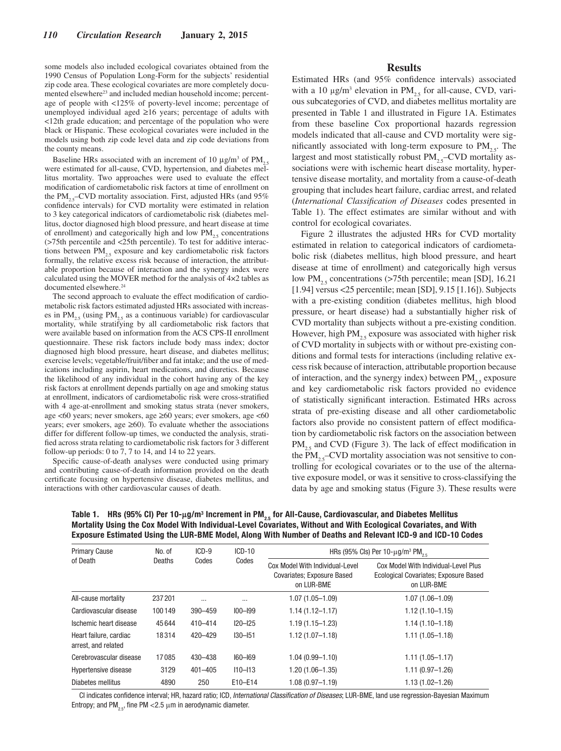some models also included ecological covariates obtained from the 1990 Census of Population Long-Form for the subjects' residential zip code area. These ecological covariates are more completely documented elsewhere[23] and included median household income; percentage of people with <125% of poverty-level income; percentage of unemployed individual aged ≥16 years; percentage of adults with <12th grade education; and percentage of the population who were black or Hispanic. These ecological covariates were included in the models using both zip code level data and zip code deviations from the county means.

Baseline HRs associated with an increment of 10 μg/m³ of $PM_{2.5}$ were estimated for all-cause, CVD, hypertension, and diabetes mellitus mortality. Two approaches were used to evaluate the effect modification of cardiometabolic risk factors at time of enrollment on the $PM_{2.5}$–CVD mortality association. First, adjusted HRs (and 95% confidence intervals) for CVD mortality were estimated in relation to 3 key categorical indicators of cardiometabolic risk (diabetes mellitus, doctor diagnosed high blood pressure, and heart disease at time of enrollment) and categorically high and low $PM_{2.5}$ concentrations (>75th percentile and <25th percentile). To test for additive interactions between $PM_{2.5}$ exposure and key cardiometabolic risk factors formally, the relative excess risk because of interaction, the attributable proportion because of interaction and the synergy index were calculated using the MOVER method for the analysis of 4×2 tables as documented elsewhere.[24]

The second approach to evaluate the effect modification of cardiometabolic risk factors estimated adjusted HRs associated with increases in $PM_{2.5}$ (using $PM_{2.5}$ as a continuous variable) for cardiovascular mortality, while stratifying by all cardiometabolic risk factors that were available based on information from the ACS CPS-II enrollment questionnaire. These risk factors include body mass index; doctor diagnosed high blood pressure, heart disease, and diabetes mellitus; exercise levels; vegetable/fruit/fiber and fat intake; and the use of medications including aspirin, heart medications, and diuretics. Because the likelihood of any individual in the cohort having any of the key risk factors at enrollment depends partially on age and smoking status at enrollment, indicators of cardiometabolic risk were cross-stratified with 4 age-at-enrollment and smoking status strata (never smokers, age <60 years; never smokers, age ≥60 years; ever smokers, age <60 years; ever smokers, age ≥60). To evaluate whether the associations differ for different follow-up times, we conducted the analysis, stratified across strata relating to cardiometabolic risk factors for 3 different follow-up periods: 0 to 7, 7 to 14, and 14 to 22 years.

Specific cause-of-death analyses were conducted using primary and contributing cause-of-death information provided on the death certificate focusing on hypertensive disease, diabetes mellitus, and interactions with other cardiovascular causes of death.

## Results

Estimated HRs (and 95% confidence intervals) associated with a 10 μg/m³ elevation in $PM_{2.5}$ for all-cause, CVD, various subcategories of CVD, and diabetes mellitus mortality are presented in Table 1 and illustrated in Figure 1A. Estimates from these baseline Cox proportional hazards regression models indicated that all-cause and CVD mortality were significantly associated with long-term exposure to $PM_{2.5}$. The largest and most statistically robust $PM_{2.5}$–CVD mortality associations were with ischemic heart disease mortality, hypertensive disease mortality, and mortality from a cause-of-death grouping that includes heart failure, cardiac arrest, and related (*International Classification of Diseases* codes presented in Table 1). The effect estimates are similar without and with control for ecological covariates.

Figure 2 illustrates the adjusted HRs for CVD mortality estimated in relation to categorical indicators of cardiometabolic risk (diabetes mellitus, high blood pressure, and heart disease at time of enrollment) and categorically high versus low $PM_{2.5}$ concentrations (>75th percentile; mean [SD], 16.21 [1.94] versus <25 percentile; mean [SD], 9.15 [1.16]). Subjects with a pre-existing condition (diabetes mellitus, high blood pressure, or heart disease) had a substantially higher risk of CVD mortality than subjects without a pre-existing condition. However, high $PM_{2.5}$ exposure was associated with higher risk of CVD mortality in subjects with or without pre-existing conditions and formal tests for interactions (including relative excess risk because of interaction, attributable proportion because of interaction, and the synergy index) between $PM_{2.5}$ exposure and key cardiometabolic risk factors provided no evidence of statistically significant interaction. Estimated HRs across strata of pre-existing disease and all other cardiometabolic factors also provide no consistent pattern of effect modification by cardiometabolic risk factors on the association between $PM_{2.5}$ and CVD (Figure 3). The lack of effect modification in the $PM_{2.5}$–CVD mortality association was not sensitive to controlling for ecological covariates or to the use of the alternative exposure model, or was it sensitive to cross-classifying the data by age and smoking status (Figure 3). These results were

**Table 1. HRs (95% CI) Per 10-μg/m³ Increment in $PM_{2.5}$ for All-Cause, Cardiovascular, and Diabetes Mellitus Mortality Using the Cox Model With Individual-Level Covariates, Without and With Ecological Covariates, and With Exposure Estimated Using the LUR-BME Model, Along With Number of Deaths and Relevant ICD-9 and ICD-10 Codes**

| Primary Cause of Death | No. of Deaths | ICD-9 Codes | ICD-10 Codes | HRs (95% CIs) Per 10-μg/m³ $PM_{2.5}$ | |
|---|---|---|---|---|---|
| | | | | Cox Model With Individual-Level Covariates; Exposure Based on LUR-BME | Cox Model With Individual-Level Plus Ecological Covariates; Exposure Based on LUR-BME |
| All-cause mortality | 237201 | ... | ... | 1.07 (1.05–1.09) | 1.07 (1.06–1.09) |
| Cardiovascular disease | 100149 | 390–459 | I00–I99 | 1.14 (1.12–1.17) | 1.12 (1.10–1.15) |
| Ischemic heart disease | 45644 | 410–414 | I20–I25 | 1.19 (1.15–1.23) | 1.14 (1.10–1.18) |
| Heart failure, cardiac arrest, and related | 18314 | 420–429 | I30–I51 | 1.12 (1.07–1.18) | 1.11 (1.05–1.18) |
| Cerebrovascular disease | 17085 | 430–438 | I60–I69 | 1.04 (0.99–1.10) | 1.11 (1.05–1.17) |
| Hypertensive disease | 3129 | 401–405 | I10–I13 | 1.20 (1.06–1.35) | 1.11 (0.97–1.26) |
| Diabetes mellitus | 4890 | 250 | E10–E14 | 1.08 (0.97–1.19) | 1.13 (1.02–1.26) |

CI indicates confidence interval; HR, hazard ratio; ICD, *International Classification of Diseases*; LUR-BME, land use regression-Bayesian Maximum Entropy; and $PM_{2.5}$, fine PM <2.5 μm in aerodynamic diameter.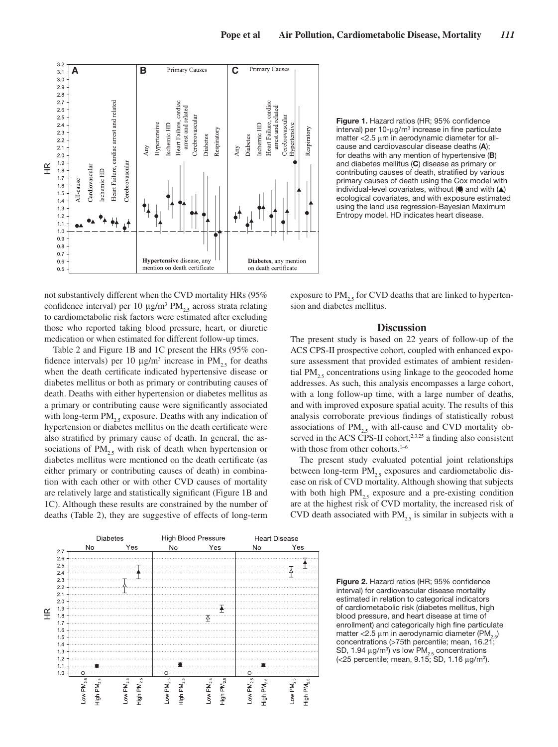Figure 1. Hazard ratios (HR; 95% confidence interval) per 10-μg/m³ increase in fine particulate matter <2.5 μm in aerodynamic diameter for all-cause and cardiovascular disease deaths (**A**); for deaths with any mention of hypertensive (**B**) and diabetes mellitus (**C**) disease as primary or contributing causes of death, stratified by various primary causes of death using the Cox model with individual-level covariates, without (●) and with (▲) ecological covariates, and with exposure estimated using the land use regression-Bayesian Maximum Entropy model. HD indicates heart disease.

not substantively different when the CVD mortality HRs (95% confidence interval) per 10 μg/m³ $PM_{2.5}$ across strata relating to cardiometabolic risk factors were estimated after excluding those who reported taking blood pressure, heart, or diuretic medication or when estimated for different follow-up times.

Table 2 and Figure 1B and 1C present the HRs (95% confidence intervals) per 10 μg/m³ increase in $PM_{2.5}$ for deaths when the death certificate indicated hypertensive disease or diabetes mellitus or both as primary or contributing causes of death. Deaths with either hypertension or diabetes mellitus as a primary or contributing cause were significantly associated with long-term $PM_{2.5}$ exposure. Deaths with any indication of hypertension or diabetes mellitus on the death certificate were also stratified by primary cause of death. In general, the associations of $PM_{2.5}$ with risk of death when hypertension or diabetes mellitus were mentioned on the death certificate (as either primary or contributing causes of death) in combination with each other or with other CVD causes of mortality are relatively large and statistically significant (Figure 1B and 1C). Although these results are constrained by the number of deaths (Table 2), they are suggestive of effects of long-term exposure to $PM_{2.5}$ for CVD deaths that are linked to hypertension and diabetes mellitus.

## Discussion

The present study is based on 22 years of follow-up of the ACS CPS-II prospective cohort, coupled with enhanced exposure assessment that provided estimates of ambient residential $PM_{2.5}$ concentrations using linkage to the geocoded home addresses. As such, this analysis encompasses a large cohort, with a long follow-up time, with a large number of deaths, and with improved exposure spatial acuity. The results of this analysis corroborate previous findings of statistically robust associations of $PM_{2.5}$ with all-cause and CVD mortality observed in the ACS CPS-II cohort,[2,3,25] a finding also consistent with those from other cohorts.[1–6]

The present study evaluated potential joint relationships between long-term $PM_{2.5}$ exposures and cardiometabolic disease on risk of CVD mortality. Although showing that subjects with both high $PM_{2.5}$ exposure and a pre-existing condition are at the highest risk of CVD mortality, the increased risk of CVD death associated with $PM_{2.5}$ is similar in subjects with a

Figure 2. Hazard ratios (HR; 95% confidence interval) for cardiovascular disease mortality estimated in relation to categorical indicators of cardiometabolic risk (diabetes mellitus, high blood pressure, and heart disease at time of enrollment) and categorically high fine particulate matter <2.5 μm in aerodynamic diameter ($PM_{2.5}$) concentrations (>75th percentile; mean, 16.21; SD, 1.94 μg/m³) vs low $PM_{2.5}$ concentrations (<25 percentile; mean, 9.15; SD, 1.16 μg/m³).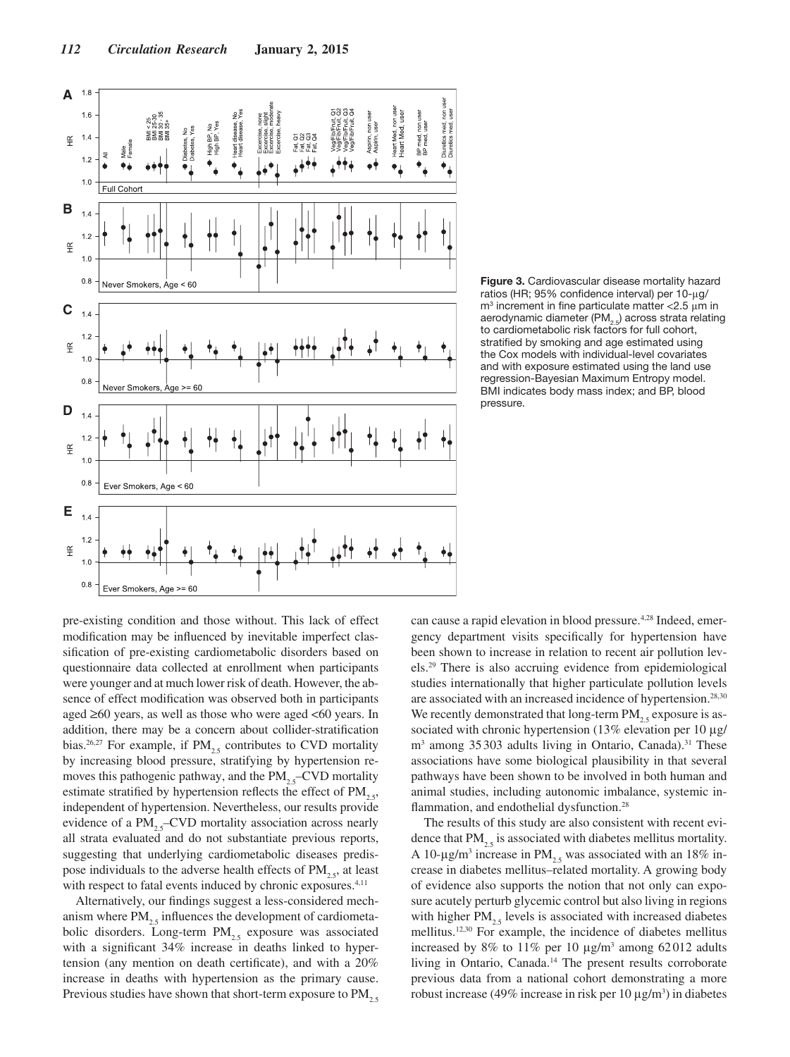Figure 3. Cardiovascular disease mortality hazard ratios (HR; 95% confidence interval) per 10-μg/m³ increment in fine particulate matter <2.5 μm in aerodynamic diameter ($PM_{2.5}$) across strata relating to cardiometabolic risk factors for full cohort, stratified by smoking and age estimated using the Cox models with individual-level covariates and with exposure estimated using the land use regression-Bayesian Maximum Entropy model. BMI indicates body mass index; and BP, blood pressure.

pre-existing condition and those without. This lack of effect modification may be influenced by inevitable imperfect classification of pre-existing cardiometabolic disorders based on questionnaire data collected at enrollment when participants were younger and at much lower risk of death. However, the absence of effect modification was observed both in participants aged ≥60 years, as well as those who were aged <60 years. In addition, there may be a concern about collider-stratification bias.[26,27] For example, if $PM_{2.5}$ contributes to CVD mortality by increasing blood pressure, stratifying by hypertension removes this pathogenic pathway, and the $PM_{2.5}$–CVD mortality estimate stratified by hypertension reflects the effect of $PM_{2.5}$, independent of hypertension. Nevertheless, our results provide evidence of a $PM_{2.5}$–CVD mortality association across nearly all strata evaluated and do not substantiate previous reports, suggesting that underlying cardiometabolic diseases predispose individuals to the adverse health effects of $PM_{2.5}$, at least with respect to fatal events induced by chronic exposures.[4,11]

Alternatively, our findings suggest a less-considered mechanism where $PM_{2.5}$ influences the development of cardiometabolic disorders. Long-term $PM_{2.5}$ exposure was associated with a significant 34% increase in deaths linked to hypertension (any mention on death certificate), and with a 20% increase in deaths with hypertension as the primary cause. Previous studies have shown that short-term exposure to $PM_{2.5}$ can cause a rapid elevation in blood pressure.[4,28] Indeed, emergency department visits specifically for hypertension have been shown to increase in relation to recent air pollution levels.[29] There is also accruing evidence from epidemiological studies internationally that higher particulate pollution levels are associated with an increased incidence of hypertension.[28,30] We recently demonstrated that long-term $PM_{2.5}$ exposure is associated with chronic hypertension (13% elevation per 10 μg/m³ among 35 303 adults living in Ontario, Canada).[31] These associations have some biological plausibility in that several pathways have been shown to be involved in both human and animal studies, including autonomic imbalance, systemic inflammation, and endothelial dysfunction.[28]

The results of this study are also consistent with recent evidence that $PM_{2.5}$ is associated with diabetes mellitus mortality. A 10-μg/m³ increase in $PM_{2.5}$ was associated with an 18% increase in diabetes mellitus–related mortality. A growing body of evidence also supports the notion that not only can exposure acutely perturb glycemic control but also living in regions with higher $PM_{2.5}$ levels is associated with increased diabetes mellitus.[12,30] For example, the incidence of diabetes mellitus increased by 8% to 11% per 10 μg/m³ among 62 012 adults living in Ontario, Canada.[14] The present results corroborate previous data from a national cohort demonstrating a more robust increase (49% increase in risk per 10 μg/m³) in diabetes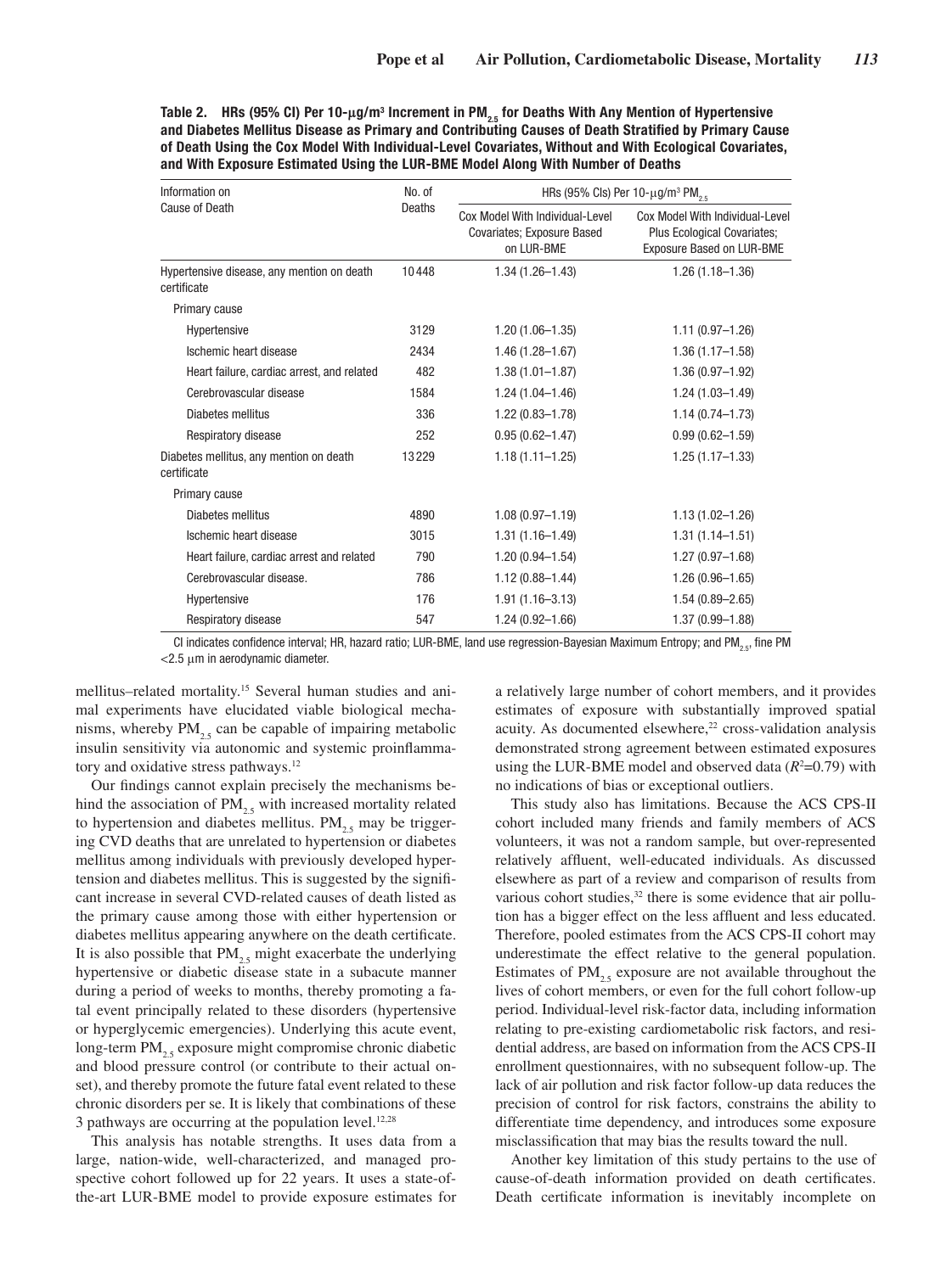**Table 2. HRs (95% CI) Per 10-μg/m³ Increment in $PM_{2.5}$ for Deaths With Any Mention of Hypertensive and Diabetes Mellitus Disease as Primary and Contributing Causes of Death Stratified by Primary Cause of Death Using the Cox Model With Individual-Level Covariates, Without and With Ecological Covariates, and With Exposure Estimated Using the LUR-BME Model Along With Number of Deaths**

| Information on Cause of Death | No. of Deaths | HRs (95% CIs) Per 10-μg/m³ $PM_{2.5}$ | |
|---|---|---|---|
| | | Cox Model With Individual-Level Covariates; Exposure Based on LUR-BME | Cox Model With Individual-Level Plus Ecological Covariates; Exposure Based on LUR-BME |
| Hypertensive disease, any mention on death certificate | 10448 | 1.34 (1.26–1.43) | 1.26 (1.18–1.36) |
| Primary cause | | | |
| Hypertensive | 3129 | 1.20 (1.06–1.35) | 1.11 (0.97–1.26) |
| Ischemic heart disease | 2434 | 1.46 (1.28–1.67) | 1.36 (1.17–1.58) |
| Heart failure, cardiac arrest, and related | 482 | 1.38 (1.01–1.87) | 1.36 (0.97–1.92) |
| Cerebrovascular disease | 1584 | 1.24 (1.04–1.46) | 1.24 (1.03–1.49) |
| Diabetes mellitus | 336 | 1.22 (0.83–1.78) | 1.14 (0.74–1.73) |
| Respiratory disease | 252 | 0.95 (0.62–1.47) | 0.99 (0.62–1.59) |
| Diabetes mellitus, any mention on death certificate | 13229 | 1.18 (1.11–1.25) | 1.25 (1.17–1.33) |
| Primary cause | | | |
| Diabetes mellitus | 4890 | 1.08 (0.97–1.19) | 1.13 (1.02–1.26) |
| Ischemic heart disease | 3015 | 1.31 (1.16–1.49) | 1.31 (1.14–1.51) |
| Heart failure, cardiac arrest and related | 790 | 1.20 (0.94–1.54) | 1.27 (0.97–1.68) |
| Cerebrovascular disease. | 786 | 1.12 (0.88–1.44) | 1.26 (0.96–1.65) |
| Hypertensive | 176 | 1.91 (1.16–3.13) | 1.54 (0.89–2.65) |
| Respiratory disease | 547 | 1.24 (0.92–1.66) | 1.37 (0.99–1.88) |

CI indicates confidence interval; HR, hazard ratio; LUR-BME, land use regression-Bayesian Maximum Entropy; and $PM_{2.5}$, fine PM <2.5 μm in aerodynamic diameter.

mellitus–related mortality.[15] Several human studies and animal experiments have elucidated viable biological mechanisms, whereby $PM_{2.5}$ can be capable of impairing metabolic insulin sensitivity via autonomic and systemic proinflammatory and oxidative stress pathways.[12]

Our findings cannot explain precisely the mechanisms behind the association of $PM_{2.5}$ with increased mortality related to hypertension and diabetes mellitus. $PM_{2.5}$ may be triggering CVD deaths that are unrelated to hypertension or diabetes mellitus among individuals with previously developed hypertension and diabetes mellitus. This is suggested by the significant increase in several CVD-related causes of death listed as the primary cause among those with either hypertension or diabetes mellitus appearing anywhere on the death certificate. It is also possible that $PM_{2.5}$ might exacerbate the underlying hypertensive or diabetic disease state in a subacute manner during a period of weeks to months, thereby promoting a fatal event principally related to these disorders (hypertensive or hyperglycemic emergencies). Underlying this acute event, long-term $PM_{2.5}$ exposure might compromise chronic diabetic and blood pressure control (or contribute to their actual onset), and thereby promote the future fatal event related to these chronic disorders per se. It is likely that combinations of these 3 pathways are occurring at the population level.[12,28]

This analysis has notable strengths. It uses data from a large, nation-wide, well-characterized, and managed prospective cohort followed up for 22 years. It uses a state-of-the-art LUR-BME model to provide exposure estimates for a relatively large number of cohort members, and it provides estimates of exposure with substantially improved spatial acuity. As documented elsewhere,[22] cross-validation analysis demonstrated strong agreement between estimated exposures using the LUR-BME model and observed data ($R^2$=0.79) with no indications of bias or exceptional outliers.

This study also has limitations. Because the ACS CPS-II cohort included many friends and family members of ACS volunteers, it was not a random sample, but over-represented relatively affluent, well-educated individuals. As discussed elsewhere as part of a review and comparison of results from various cohort studies,[32] there is some evidence that air pollution has a bigger effect on the less affluent and less educated. Therefore, pooled estimates from the ACS CPS-II cohort may underestimate the effect relative to the general population. Estimates of $PM_{2.5}$ exposure are not available throughout the lives of cohort members, or even for the full cohort follow-up period. Individual-level risk-factor data, including information relating to pre-existing cardiometabolic risk factors, and residential address, are based on information from the ACS CPS-II enrollment questionnaires, with no subsequent follow-up. The lack of air pollution and risk factor follow-up data reduces the precision of control for risk factors, constrains the ability to differentiate time dependency, and introduces some exposure misclassification that may bias the results toward the null.

Another key limitation of this study pertains to the use of cause-of-death information provided on death certificates. Death certificate information is inevitably incomplete on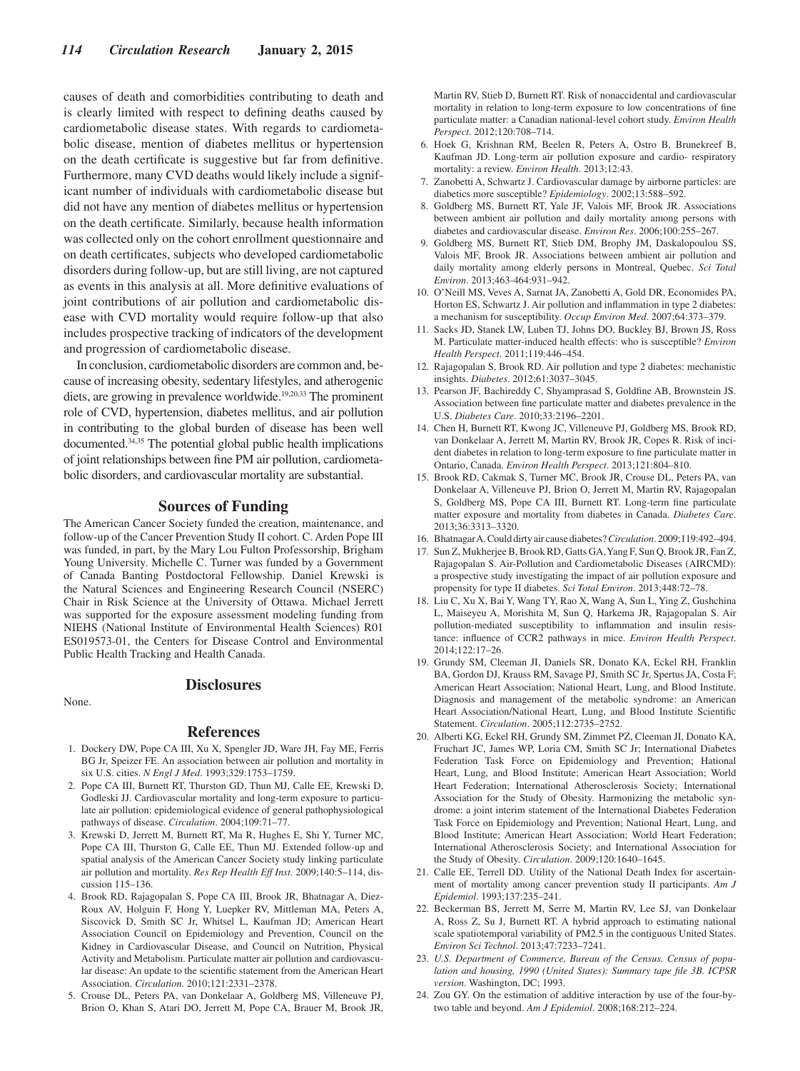causes of death and comorbidities contributing to death and is clearly limited with respect to defining deaths caused by cardiometabolic disease states. With regards to cardiometabolic disease, mention of diabetes mellitus or hypertension on the death certificate is suggestive but far from definitive. Furthermore, many CVD deaths would likely include a significant number of individuals with cardiometabolic disease but did not have any mention of diabetes mellitus or hypertension on the death certificate. Similarly, because health information was collected only on the cohort enrollment questionnaire and on death certificates, subjects who developed cardiometabolic disorders during follow-up, but are still living, are not captured as events in this analysis at all. More definitive evaluations of joint contributions of air pollution and cardiometabolic disease with CVD mortality would require follow-up that also includes prospective tracking of indicators of the development and progression of cardiometabolic disease.

In conclusion, cardiometabolic disorders are common and, because of increasing obesity, sedentary lifestyles, and atherogenic diets, are growing in prevalence worldwide.[19,20,33] The prominent role of CVD, hypertension, diabetes mellitus, and air pollution in contributing to the global burden of disease has been well documented.[34,35] The potential global public health implications of joint relationships between fine PM air pollution, cardiometabolic disorders, and cardiovascular mortality are substantial.

## Sources of Funding

The American Cancer Society funded the creation, maintenance, and follow-up of the Cancer Prevention Study II cohort. C. Arden Pope III was funded, in part, by the Mary Lou Fulton Professorship, Brigham Young University. Michelle C. Turner was funded by a Government of Canada Banting Postdoctoral Fellowship. Daniel Krewski is the Natural Sciences and Engineering Research Council (NSERC) Chair in Risk Science at the University of Ottawa. Michael Jerrett was supported for the exposure assessment modeling funding from NIEHS (National Institute of Environmental Health Sciences) R01 ES019573-01, the Centers for Disease Control and Environmental Public Health Tracking and Health Canada.

## Disclosures

None.

## References

1. Dockery DW, Pope CA III, Xu X, Spengler JD, Ware JH, Fay ME, Ferris BG Jr, Speizer FE. An association between air pollution and mortality in six U.S. cities. *N Engl J Med*. 1993;329:1753–1759.
2. Pope CA III, Burnett RT, Thurston GD, Thun MJ, Calle EE, Krewski D, Godleski JJ. Cardiovascular mortality and long-term exposure to particulate air pollution: epidemiological evidence of general pathophysiological pathways of disease. *Circulation*. 2004;109:71–77.
3. Krewski D, Jerrett M, Burnett RT, Ma R, Hughes E, Shi Y, Turner MC, Pope CA III, Thurston G, Calle EE, Thun MJ. Extended follow-up and spatial analysis of the American Cancer Society study linking particulate air pollution and mortality. *Res Rep Health Eff Inst*. 2009;140:5–114, discussion 115–136.
4. Brook RD, Rajagopalan S, Pope CA III, Brook JR, Bhatnagar A, Diez-Roux AV, Holguin F, Hong Y, Luepker RV, Mittleman MA, Peters A, Siscovick D, Smith SC Jr, Whitsel L, Kaufman JD; American Heart Association Council on Epidemiology and Prevention, Council on the Kidney in Cardiovascular Disease, and Council on Nutrition, Physical Activity and Metabolism. Particulate matter air pollution and cardiovascular disease: An update to the scientific statement from the American Heart Association. *Circulation*. 2010;121:2331–2378.
5. Crouse DL, Peters PA, van Donkelaar A, Goldberg MS, Villeneuve PJ, Brion O, Khan S, Atari DO, Jerrett M, Pope CA, Brauer M, Brook JR, Martin RV, Stieb D, Burnett RT. Risk of nonaccidental and cardiovascular mortality in relation to long-term exposure to low concentrations of fine particulate matter: a Canadian national-level cohort study. *Environ Health Perspect*. 2012;120:708–714.
6. Hoek G, Krishnan RM, Beelen R, Peters A, Ostro B, Brunekreef B, Kaufman JD. Long-term air pollution exposure and cardio- respiratory mortality: a review. *Environ Health*. 2013;12:43.
7. Zanobetti A, Schwartz J. Cardiovascular damage by airborne particles: are diabetics more susceptible? *Epidemiology*. 2002;13:588–592.
8. Goldberg MS, Burnett RT, Yale JF, Valois MF, Brook JR. Associations between ambient air pollution and daily mortality among persons with diabetes and cardiovascular disease. *Environ Res*. 2006;100:255–267.
9. Goldberg MS, Burnett RT, Stieb DM, Brophy JM, Daskalopoulou SS, Valois MF, Brook JR. Associations between ambient air pollution and daily mortality among elderly persons in Montreal, Quebec. *Sci Total Environ*. 2013;463-464:931–942.
10. O'Neill MS, Veves A, Sarnat JA, Zanobetti A, Gold DR, Economides PA, Horton ES, Schwartz J. Air pollution and inflammation in type 2 diabetes: a mechanism for susceptibility. *Occup Environ Med*. 2007;64:373–379.
11. Sacks JD, Stanek LW, Luben TJ, Johns DO, Buckley BJ, Brown JS, Ross M. Particulate matter-induced health effects: who is susceptible? *Environ Health Perspect*. 2011;119:446–454.
12. Rajagopalan S, Brook RD. Air pollution and type 2 diabetes: mechanistic insights. *Diabetes*. 2012;61:3037–3045.
13. Pearson JF, Bachireddy C, Shyamprasad S, Goldfine AB, Brownstein JS. Association between fine particulate matter and diabetes prevalence in the U.S. *Diabetes Care*. 2010;33:2196–2201.
14. Chen H, Burnett RT, Kwong JC, Villeneuve PJ, Goldberg MS, Brook RD, van Donkelaar A, Jerrett M, Martin RV, Brook JR, Copes R. Risk of incident diabetes in relation to long-term exposure to fine particulate matter in Ontario, Canada. *Environ Health Perspect*. 2013;121:804–810.
15. Brook RD, Cakmak S, Turner MC, Brook JR, Crouse DL, Peters PA, van Donkelaar A, Villeneuve PJ, Brion O, Jerrett M, Martin RV, Rajagopalan S, Goldberg MS, Pope CA III, Burnett RT. Long-term fine particulate matter exposure and mortality from diabetes in Canada. *Diabetes Care*. 2013;36:3313–3320.
16. Bhatnagar A. Could dirty air cause diabetes? *Circulation*. 2009;119:492–494.
17. Sun Z, Mukherjee B, Brook RD, Gatts GA, Yang F, Sun Q, Brook JR, Fan Z, Rajagopalan S. Air-Pollution and Cardiometabolic Diseases (AIRCMD): a prospective study investigating the impact of air pollution exposure and propensity for type II diabetes. *Sci Total Environ*. 2013;448:72–78.
18. Liu C, Xu X, Bai Y, Wang TY, Rao X, Wang A, Sun L, Ying Z, Gushchina L, Maiseyeu A, Morishita M, Sun Q, Harkema JR, Rajagopalan S. Air pollution-mediated susceptibility to inflammation and insulin resistance: influence of CCR2 pathways in mice. *Environ Health Perspect*. 2014;122:17–26.
19. Grundy SM, Cleeman JI, Daniels SR, Donato KA, Eckel RH, Franklin BA, Gordon DJ, Krauss RM, Savage PJ, Smith SC Jr, Spertus JA, Costa F; American Heart Association; National Heart, Lung, and Blood Institute. Diagnosis and management of the metabolic syndrome: an American Heart Association/National Heart, Lung, and Blood Institute Scientific Statement. *Circulation*. 2005;112:2735–2752.
20. Alberti KG, Eckel RH, Grundy SM, Zimmet PZ, Cleeman JI, Donato KA, Fruchart JC, James WP, Loria CM, Smith SC Jr; International Diabetes Federation Task Force on Epidemiology and Prevention; Hational Heart, Lung, and Blood Institute; American Heart Association; World Heart Federation; International Atherosclerosis Society; International Association for the Study of Obesity. Harmonizing the metabolic syndrome: a joint interim statement of the International Diabetes Federation Task Force on Epidemiology and Prevention; National Heart, Lung, and Blood Institute; American Heart Association; World Heart Federation; International Atherosclerosis Society; and International Association for the Study of Obesity. *Circulation*. 2009;120:1640–1645.
21. Calle EE, Terrell DD. Utility of the National Death Index for ascertainment of mortality among cancer prevention study II participants. *Am J Epidemiol*. 1993;137:235–241.
22. Beckerman BS, Jerrett M, Serre M, Martin RV, Lee SJ, van Donkelaar A, Ross Z, Su J, Burnett RT. A hybrid approach to estimating national scale spatiotemporal variability of PM2.5 in the contiguous United States. *Environ Sci Technol*. 2013;47:7233–7241.
23. *U.S. Department of Commerce, Bureau of the Census. Census of population and housing, 1990 (United States): Summary tape file 3B. ICPSR version*. Washington, DC; 1993.
24. Zou GY. On the estimation of additive interaction by use of the four-by-two table and beyond. *Am J Epidemiol*. 2008;168:212–224.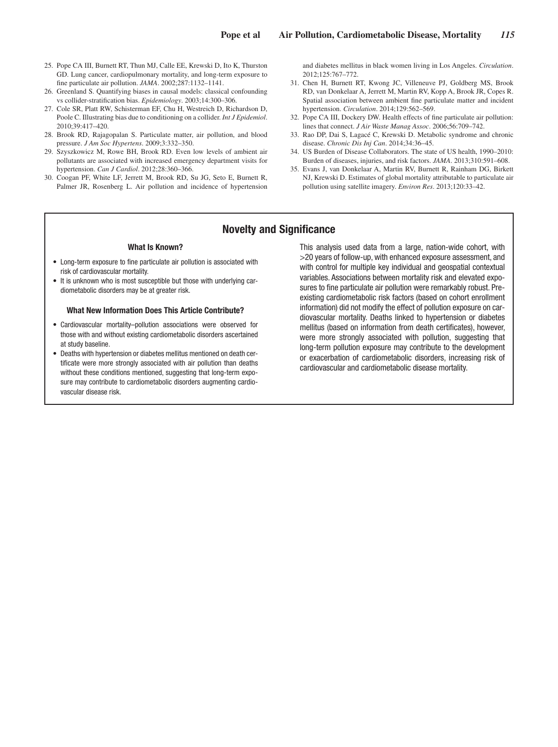25. Pope CA III, Burnett RT, Thun MJ, Calle EE, Krewski D, Ito K, Thurston GD. Lung cancer, cardiopulmonary mortality, and long-term exposure to fine particulate air pollution. *JAMA*. 2002;287:1132–1141.
26. Greenland S. Quantifying biases in causal models: classical confounding vs collider-stratification bias. *Epidemiology*. 2003;14:300–306.
27. Cole SR, Platt RW, Schisterman EF, Chu H, Westreich D, Richardson D, Poole C. Illustrating bias due to conditioning on a collider. *Int J Epidemiol*. 2010;39:417–420.
28. Brook RD, Rajagopalan S. Particulate matter, air pollution, and blood pressure. *J Am Soc Hypertens*. 2009;3:332–350.
29. Szyszkowicz M, Rowe BH, Brook RD. Even low levels of ambient air pollutants are associated with increased emergency department visits for hypertension. *Can J Cardiol*. 2012;28:360–366.
30. Coogan PF, White LF, Jerrett M, Brook RD, Su JG, Seto E, Burnett R, Palmer JR, Rosenberg L. Air pollution and incidence of hypertension and diabetes mellitus in black women living in Los Angeles. *Circulation*. 2012;125:767–772.
31. Chen H, Burnett RT, Kwong JC, Villeneuve PJ, Goldberg MS, Brook RD, van Donkelaar A, Jerrett M, Martin RV, Kopp A, Brook JR, Copes R. Spatial association between ambient fine particulate matter and incident hypertension. *Circulation*. 2014;129:562–569.
32. Pope CA III, Dockery DW. Health effects of fine particulate air pollution: lines that connect. *J Air Waste Manag Assoc*. 2006;56:709–742.
33. Rao DP, Dai S, Lagacé C, Krewski D. Metabolic syndrome and chronic disease. *Chronic Dis Inj Can*. 2014;34:36–45.
34. US Burden of Disease Collaborators. The state of US health, 1990–2010: Burden of diseases, injuries, and risk factors. *JAMA*. 2013;310:591–608.
35. Evans J, van Donkelaar A, Martin RV, Burnett R, Rainham DG, Birkett NJ, Krewski D. Estimates of global mortality attributable to particulate air pollution using satellite imagery. *Environ Res*. 2013;120:33–42.

## Novelty and Significance

### What Is Known?

- Long-term exposure to fine particulate air pollution is associated with risk of cardiovascular mortality.
- It is unknown who is most susceptible but those with underlying cardiometabolic disorders may be at greater risk.

### What New Information Does This Article Contribute?

- Cardiovascular mortality–pollution associations were observed for those with and without existing cardiometabolic disorders ascertained at study baseline.
- Deaths with hypertension or diabetes mellitus mentioned on death certificate were more strongly associated with air pollution than deaths without these conditions mentioned, suggesting that long-term exposure may contribute to cardiometabolic disorders augmenting cardiovascular disease risk.

This analysis used data from a large, nation-wide cohort, with >20 years of follow-up, with enhanced exposure assessment, and with control for multiple key individual and geospatial contextual variables. Associations between mortality risk and elevated exposures to fine particulate air pollution were remarkably robust. Preexisting cardiometabolic risk factors (based on cohort enrollment information) did not modify the effect of pollution exposure on cardiovascular mortality. Deaths linked to hypertension or diabetes mellitus (based on information from death certificates), however, were more strongly associated with pollution, suggesting that long-term pollution exposure may contribute to the development or exacerbation of cardiometabolic disorders, increasing risk of cardiovascular and cardiometabolic disease mortality.